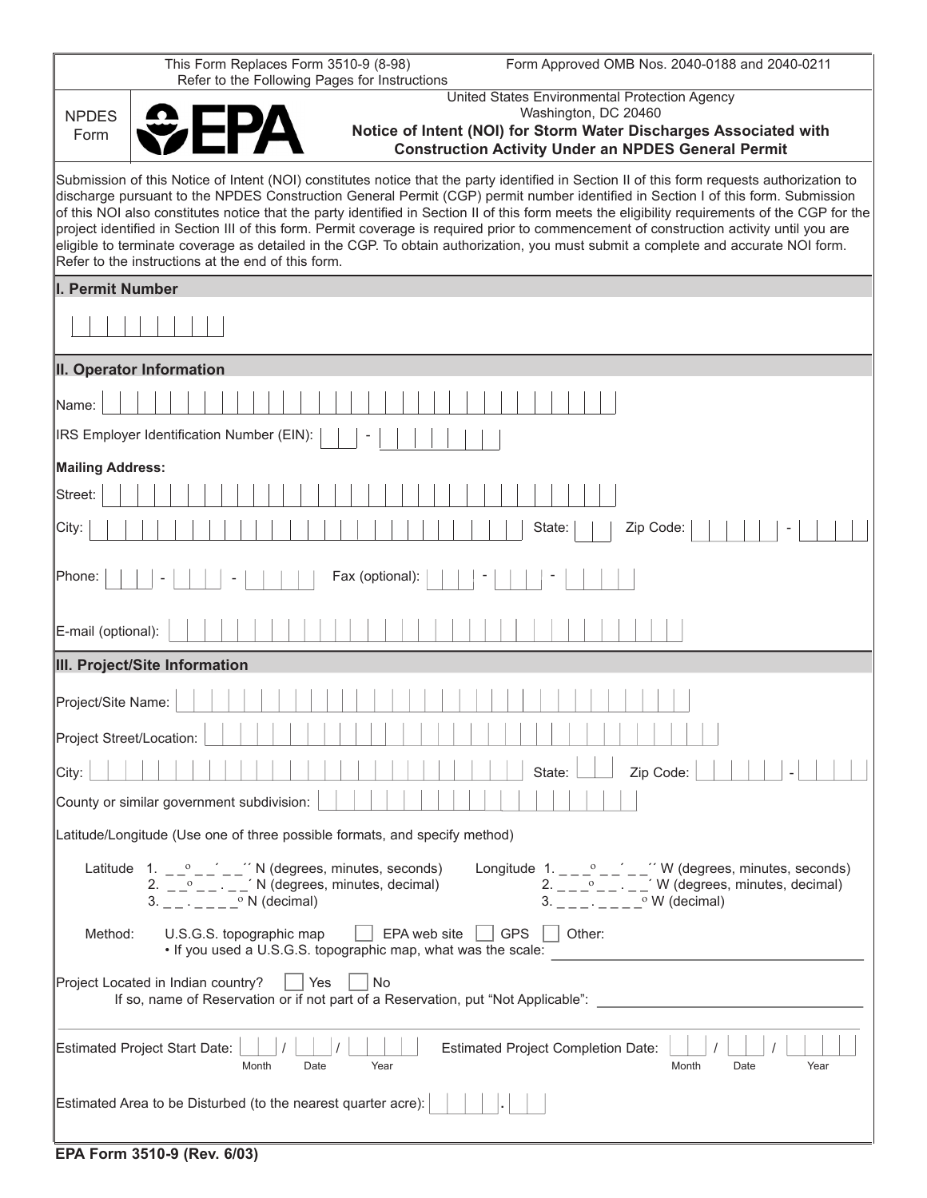This Form Replaces Form 3510-9 (8-98)
Refer to the Following Pages for Instructions

Form Approved OMB Nos. 2040-0188 and 2040-0211

NPDES Form

EPA

United States Environmental Protection Agency
Washington, DC 20460

# Notice of Intent (NOI) for Storm Water Discharges Associated with Construction Activity Under an NPDES General Permit

Submission of this Notice of Intent (NOI) constitutes notice that the party identified in Section II of this form requests authorization to discharge pursuant to the NPDES Construction General Permit (CGP) permit number identified in Section I of this form. Submission of this NOI also constitutes notice that the party identified in Section II of this form meets the eligibility requirements of the CGP for the project identified in Section III of this form. Permit coverage is required prior to commencement of construction activity until you are eligible to terminate coverage as detailed in the CGP. To obtain authorization, you must submit a complete and accurate NOI form. Refer to the instructions at the end of this form.

## I. Permit Number

|_|_|_|_|_|_|_|_|_|

## II. Operator Information

Name: ______________________________

IRS Employer Identification Number (EIN): ___ - _______

**Mailing Address:**

Street: ______________________________

City: ______________________________ State: __ Zip Code: _____ - ____

Phone: ___ - ___ - ____ Fax (optional): ___ - ___ - ____

E-mail (optional): ______________________________

## III. Project/Site Information

Project/Site Name: ______________________________

Project Street/Location: ______________________________

City: ______________________________ State: __ Zip Code: _____ - ____

County or similar government subdivision: ______________________________

Latitude/Longitude (Use one of three possible formats, and specify method)

Latitude
1. _ _° _ _´ _ _´´ N (degrees, minutes, seconds)
2. _ _° _ _ . _ _´ N (degrees, minutes, decimal)
3. _ _ . _ _ _ _° N (decimal)

Longitude
1. _ _ _° _ _´ _ _´´ W (degrees, minutes, seconds)
2. _ _ _° _ _ . _ _´ W (degrees, minutes, decimal)
3. _ _ _ . _ _ _ _° W (decimal)

Method: U.S.G.S. topographic map ☐ EPA web site ☐ GPS ☐ Other:
• If you used a U.S.G.S. topographic map, what was the scale: ______________________________

Project Located in Indian country? ☐ Yes ☐ No
If so, name of Reservation or if not part of a Reservation, put "Not Applicable": ______________________________

Estimated Project Start Date: __ / __ / ____ (Month / Date / Year)
Estimated Project Completion Date: __ / __ / ____ (Month / Date / Year)

Estimated Area to be Disturbed (to the nearest quarter acre): ____ . __

EPA Form 3510-9 (Rev. 6/03)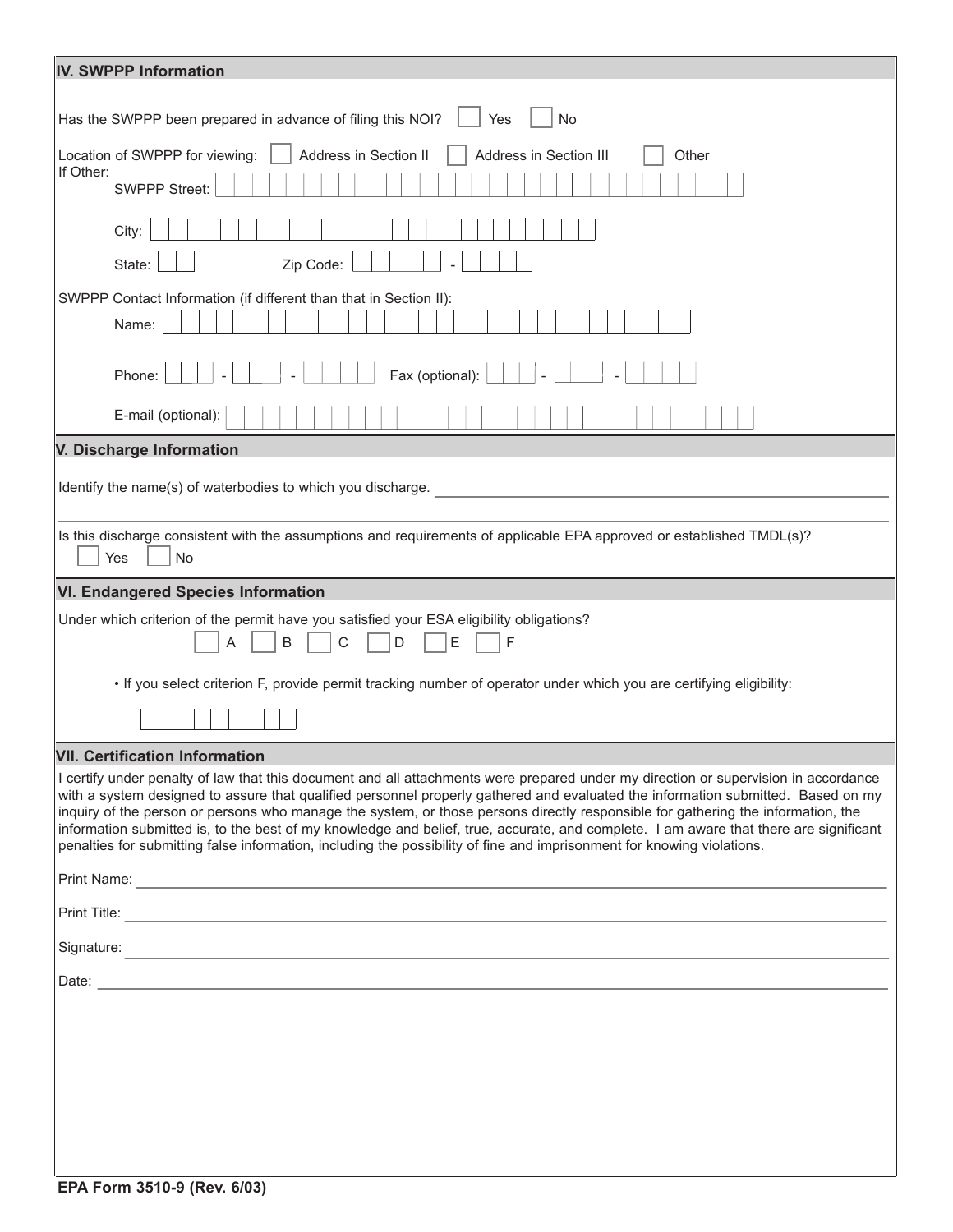## IV. SWPPP Information

Has the SWPPP been prepared in advance of filing this NOI? ☐ Yes ☐ No

Location of SWPPP for viewing: ☐ Address in Section II ☐ Address in Section III ☐ Other

If Other:

SWPPP Street:

City:

State: Zip Code: -

SWPPP Contact Information (if different than that in Section II):

Name:

Phone: - - Fax (optional): - -

E-mail (optional):

## V. Discharge Information

Identify the name(s) of waterbodies to which you discharge. ______________________________

Is this discharge consistent with the assumptions and requirements of applicable EPA approved or established TMDL(s)?

☐ Yes ☐ No

## VI. Endangered Species Information

Under which criterion of the permit have you satisfied your ESA eligibility obligations?

☐ A ☐ B ☐ C ☐ D ☐ E ☐ F

- If you select criterion F, provide permit tracking number of operator under which you are certifying eligibility:

## VII. Certification Information

I certify under penalty of law that this document and all attachments were prepared under my direction or supervision in accordance with a system designed to assure that qualified personnel properly gathered and evaluated the information submitted. Based on my inquiry of the person or persons who manage the system, or those persons directly responsible for gathering the information, the information submitted is, to the best of my knowledge and belief, true, accurate, and complete. I am aware that there are significant penalties for submitting false information, including the possibility of fine and imprisonment for knowing violations.

Print Name: ______________________________

Print Title: ______________________________

Signature: ______________________________

Date: ______________________________

EPA Form 3510-9 (Rev. 6/03)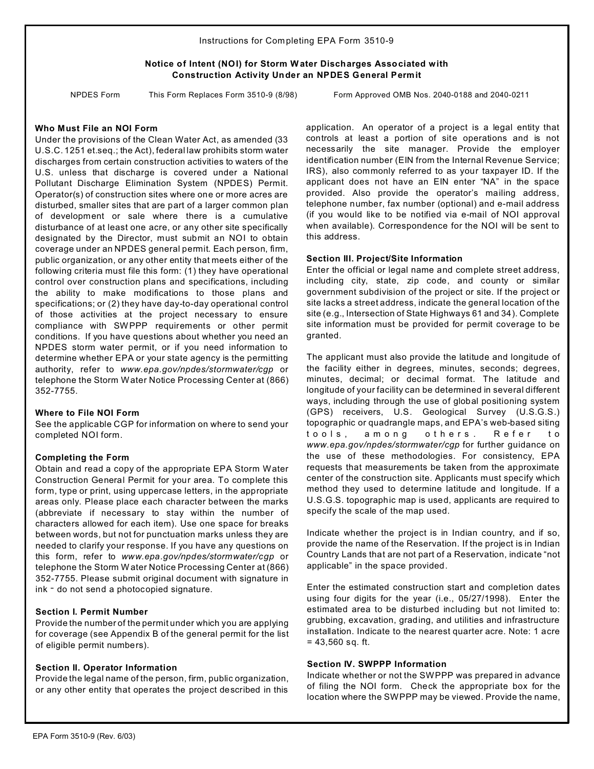Instructions for Completing EPA Form 3510-9

**Notice of Intent (NOI) for Storm Water Discharges Associated with Construction Activity Under an NPDES General Permit**

NPDES Form — This Form Replaces Form 3510-9 (8/98) — Form Approved OMB Nos. 2040-0188 and 2040-0211

### Who Must File an NOI Form

Under the provisions of the Clean Water Act, as amended (33 U.S.C. 1251 et.seq.; the Act), federal law prohibits storm water discharges from certain construction activities to waters of the U.S. unless that discharge is covered under a National Pollutant Discharge Elimination System (NPDES) Permit. Operator(s) of construction sites where one or more acres are disturbed, smaller sites that are part of a larger common plan of development or sale where there is a cumulative disturbance of at least one acre, or any other site specifically designated by the Director, must submit an NOI to obtain coverage under an NPDES general permit. Each person, firm, public organization, or any other entity that meets either of the following criteria must file this form: (1) they have operational control over construction plans and specifications, including the ability to make modifications to those plans and specifications; or (2) they have day-to-day operational control of those activities at the project necessary to ensure compliance with SWPPP requirements or other permit conditions. If you have questions about whether you need an NPDES storm water permit, or if you need information to determine whether EPA or your state agency is the permitting authority, refer to *www.epa.gov/npdes/stormwater/cgp* or telephone the Storm Water Notice Processing Center at (866) 352-7755.

### Where to File NOI Form

See the applicable CGP for information on where to send your completed NOI form.

### Completing the Form

Obtain and read a copy of the appropriate EPA Storm Water Construction General Permit for your area. To complete this form, type or print, using uppercase letters, in the appropriate areas only. Please place each character between the marks (abbreviate if necessary to stay within the number of characters allowed for each item). Use one space for breaks between words, but not for punctuation marks unless they are needed to clarify your response. If you have any questions on this form, refer to *www.epa.gov/npdes/stormwater/cgp* or telephone the Storm Water Notice Processing Center at (866) 352-7755. Please submit original document with signature in ink - do not send a photocopied signature.

### Section I. Permit Number

Provide the number of the permit under which you are applying for coverage (see Appendix B of the general permit for the list of eligible permit numbers).

### Section II. Operator Information

Provide the legal name of the person, firm, public organization, or any other entity that operates the project described in this application. An operator of a project is a legal entity that controls at least a portion of site operations and is not necessarily the site manager. Provide the employer identification number (EIN from the Internal Revenue Service; IRS), also commonly referred to as your taxpayer ID. If the applicant does not have an EIN enter "NA" in the space provided. Also provide the operator's mailing address, telephone number, fax number (optional) and e-mail address (if you would like to be notified via e-mail of NOI approval when available). Correspondence for the NOI will be sent to this address.

### Section III. Project/Site Information

Enter the official or legal name and complete street address, including city, state, zip code, and county or similar government subdivision of the project or site. If the project or site lacks a street address, indicate the general location of the site (e.g., Intersection of State Highways 61 and 34). Complete site information must be provided for permit coverage to be granted.

The applicant must also provide the latitude and longitude of the facility either in degrees, minutes, seconds; degrees, minutes, decimal; or decimal format. The latitude and longitude of your facility can be determined in several different ways, including through the use of global positioning system (GPS) receivers, U.S. Geological Survey (U.S.G.S.) topographic or quadrangle maps, and EPA's web-based siting tools, among others. Refer to *www.epa.gov/npdes/stormwater/cgp* for further guidance on the use of these methodologies. For consistency, EPA requests that measurements be taken from the approximate center of the construction site. Applicants must specify which method they used to determine latitude and longitude. If a U.S.G.S. topographic map is used, applicants are required to specify the scale of the map used.

Indicate whether the project is in Indian country, and if so, provide the name of the Reservation. If the project is in Indian Country Lands that are not part of a Reservation, indicate "not applicable" in the space provided.

Enter the estimated construction start and completion dates using four digits for the year (i.e., 05/27/1998). Enter the estimated area to be disturbed including but not limited to: grubbing, excavation, grading, and utilities and infrastructure installation. Indicate to the nearest quarter acre. Note: 1 acre = 43,560 sq. ft.

### Section IV. SWPPP Information

Indicate whether or not the SWPPP was prepared in advance of filing the NOI form. Check the appropriate box for the location where the SWPPP may be viewed. Provide the name,

EPA Form 3510-9 (Rev. 6/03)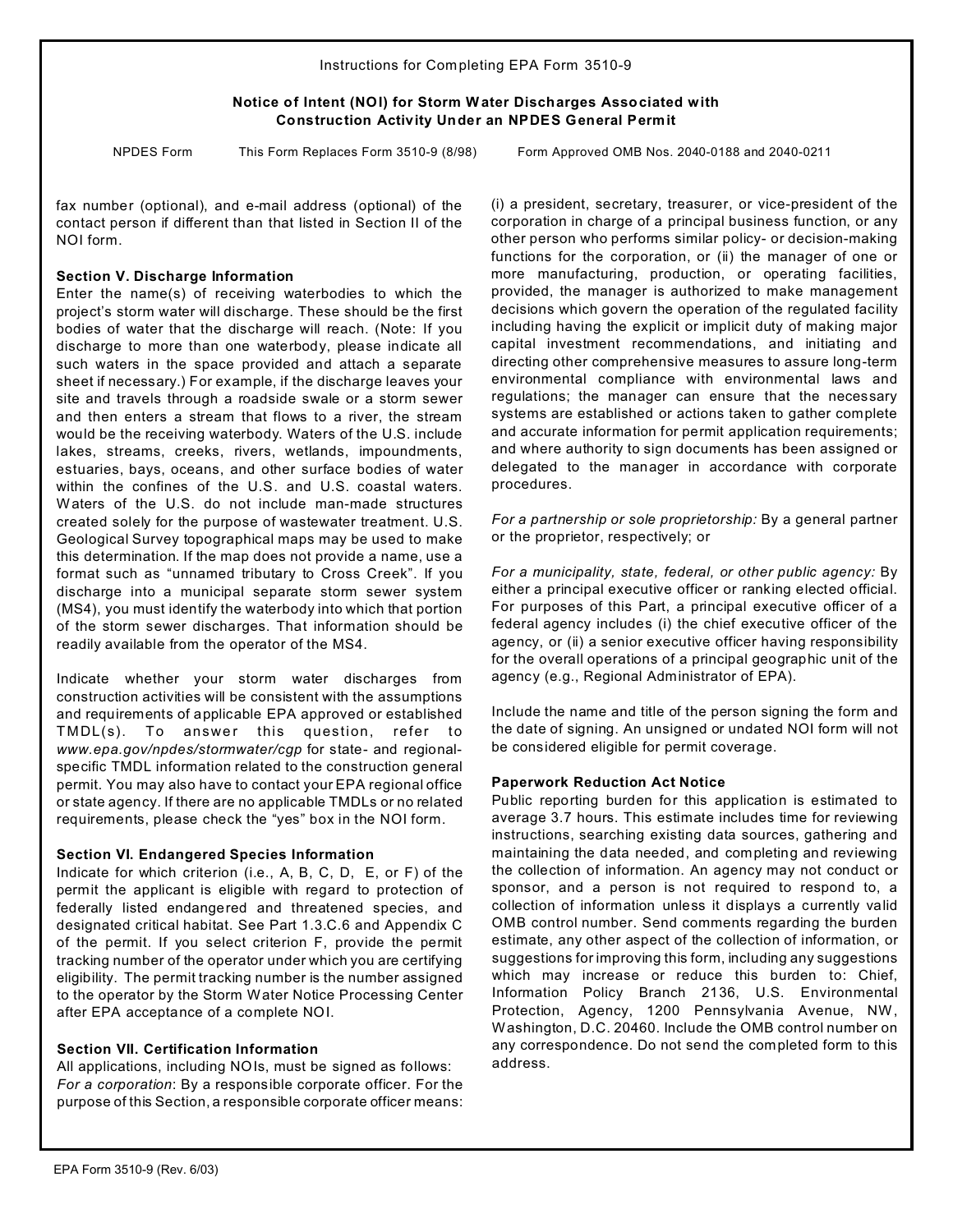fax number (optional), and e-mail address (optional) of the contact person if different than that listed in Section II of the NOI form.

### Section V. Discharge Information

Enter the name(s) of receiving waterbodies to which the project's storm water will discharge. These should be the first bodies of water that the discharge will reach. (Note: If you discharge to more than one waterbody, please indicate all such waters in the space provided and attach a separate sheet if necessary.) For example, if the discharge leaves your site and travels through a roadside swale or a storm sewer and then enters a stream that flows to a river, the stream would be the receiving waterbody. Waters of the U.S. include lakes, streams, creeks, rivers, wetlands, impoundments, estuaries, bays, oceans, and other surface bodies of water within the confines of the U.S. and U.S. coastal waters. Waters of the U.S. do not include man-made structures created solely for the purpose of wastewater treatment. U.S. Geological Survey topographical maps may be used to make this determination. If the map does not provide a name, use a format such as "unnamed tributary to Cross Creek". If you discharge into a municipal separate storm sewer system (MS4), you must identify the waterbody into which that portion of the storm sewer discharges. That information should be readily available from the operator of the MS4.

Indicate whether your storm water discharges from construction activities will be consistent with the assumptions and requirements of applicable EPA approved or established TMDL(s). To answer this question, refer to *www.epa.gov/npdes/stormwater/cgp* for state- and regional-specific TMDL information related to the construction general permit. You may also have to contact your EPA regional office or state agency. If there are no applicable TMDLs or no related requirements, please check the "yes" box in the NOI form.

### Section VI. Endangered Species Information

Indicate for which criterion (i.e., A, B, C, D, E, or F) of the permit the applicant is eligible with regard to protection of federally listed endangered and threatened species, and designated critical habitat. See Part 1.3.C.6 and Appendix C of the permit. If you select criterion F, provide the permit tracking number of the operator under which you are certifying eligibility. The permit tracking number is the number assigned to the operator by the Storm Water Notice Processing Center after EPA acceptance of a complete NOI.

### Section VII. Certification Information

All applications, including NOIs, must be signed as follows:

*For a corporation*: By a responsible corporate officer. For the purpose of this Section, a responsible corporate officer means: (i) a president, secretary, treasurer, or vice-president of the corporation in charge of a principal business function, or any other person who performs similar policy- or decision-making functions for the corporation, or (ii) the manager of one or more manufacturing, production, or operating facilities, provided, the manager is authorized to make management decisions which govern the operation of the regulated facility including having the explicit or implicit duty of making major capital investment recommendations, and initiating and directing other comprehensive measures to assure long-term environmental compliance with environmental laws and regulations; the manager can ensure that the necessary systems are established or actions taken to gather complete and accurate information for permit application requirements; and where authority to sign documents has been assigned or delegated to the manager in accordance with corporate procedures.

*For a partnership or sole proprietorship:* By a general partner or the proprietor, respectively; or

*For a municipality, state, federal, or other public agency:* By either a principal executive officer or ranking elected official. For purposes of this Part, a principal executive officer of a federal agency includes (i) the chief executive officer of the agency, or (ii) a senior executive officer having responsibility for the overall operations of a principal geographic unit of the agency (e.g., Regional Administrator of EPA).

Include the name and title of the person signing the form and the date of signing. An unsigned or undated NOI form will not be considered eligible for permit coverage.

### Paperwork Reduction Act Notice

Public reporting burden for this application is estimated to average 3.7 hours. This estimate includes time for reviewing instructions, searching existing data sources, gathering and maintaining the data needed, and completing and reviewing the collection of information. An agency may not conduct or sponsor, and a person is not required to respond to, a collection of information unless it displays a currently valid OMB control number. Send comments regarding the burden estimate, any other aspect of the collection of information, or suggestions for improving this form, including any suggestions which may increase or reduce this burden to: Chief, Information Policy Branch 2136, U.S. Environmental Protection, Agency, 1200 Pennsylvania Avenue, NW, Washington, D.C. 20460. Include the OMB control number on any correspondence. Do not send the completed form to this address.